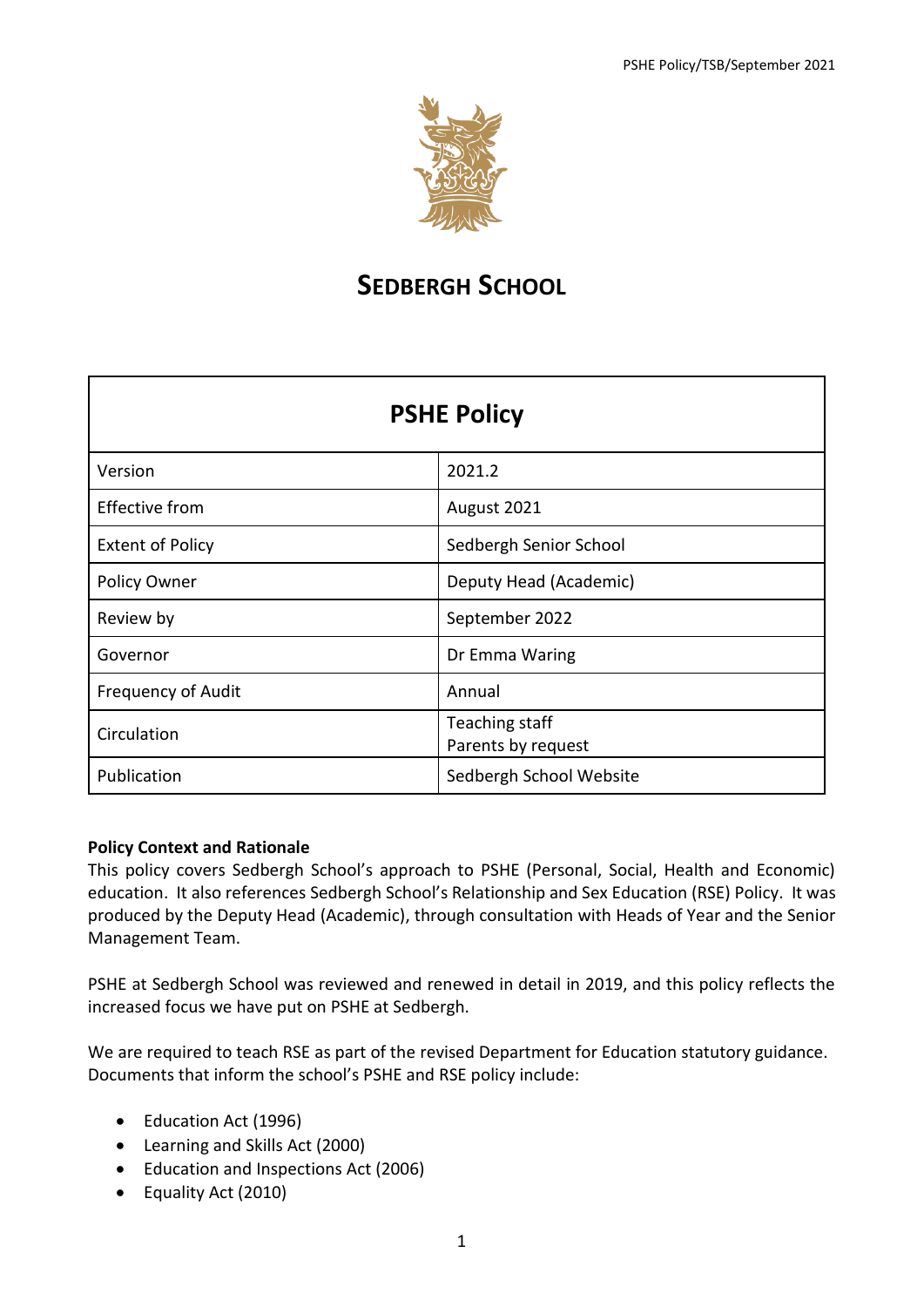# SEDBERGH SCHOOL

| PSHE Policy | |
|---|---|
| Version | 2021.2 |
| Effective from | August 2021 |
| Extent of Policy | Sedbergh Senior School |
| Policy Owner | Deputy Head (Academic) |
| Review by | September 2022 |
| Governor | Dr Emma Waring |
| Frequency of Audit | Annual |
| Circulation | Teaching staff<br>Parents by request |
| Publication | Sedbergh School Website |

**Policy Context and Rationale**

This policy covers Sedbergh School's approach to PSHE (Personal, Social, Health and Economic) education. It also references Sedbergh School's Relationship and Sex Education (RSE) Policy. It was produced by the Deputy Head (Academic), through consultation with Heads of Year and the Senior Management Team.

PSHE at Sedbergh School was reviewed and renewed in detail in 2019, and this policy reflects the increased focus we have put on PSHE at Sedbergh.

We are required to teach RSE as part of the revised Department for Education statutory guidance. Documents that inform the school's PSHE and RSE policy include:

- Education Act (1996)
- Learning and Skills Act (2000)
- Education and Inspections Act (2006)
- Equality Act (2010)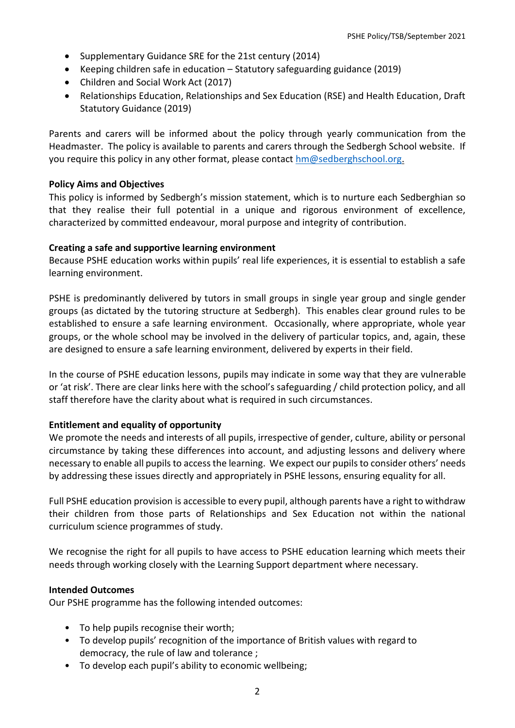- Supplementary Guidance SRE for the 21st century (2014)
- Keeping children safe in education – Statutory safeguarding guidance (2019)
- Children and Social Work Act (2017)
- Relationships Education, Relationships and Sex Education (RSE) and Health Education, Draft Statutory Guidance (2019)

Parents and carers will be informed about the policy through yearly communication from the Headmaster. The policy is available to parents and carers through the Sedbergh School website. If you require this policy in any other format, please contact hm@sedberghschool.org.

**Policy Aims and Objectives**

This policy is informed by Sedbergh's mission statement, which is to nurture each Sedberghian so that they realise their full potential in a unique and rigorous environment of excellence, characterized by committed endeavour, moral purpose and integrity of contribution.

**Creating a safe and supportive learning environment**

Because PSHE education works within pupils' real life experiences, it is essential to establish a safe learning environment.

PSHE is predominantly delivered by tutors in small groups in single year group and single gender groups (as dictated by the tutoring structure at Sedbergh). This enables clear ground rules to be established to ensure a safe learning environment. Occasionally, where appropriate, whole year groups, or the whole school may be involved in the delivery of particular topics, and, again, these are designed to ensure a safe learning environment, delivered by experts in their field.

In the course of PSHE education lessons, pupils may indicate in some way that they are vulnerable or 'at risk'. There are clear links here with the school's safeguarding / child protection policy, and all staff therefore have the clarity about what is required in such circumstances.

**Entitlement and equality of opportunity**

We promote the needs and interests of all pupils, irrespective of gender, culture, ability or personal circumstance by taking these differences into account, and adjusting lessons and delivery where necessary to enable all pupils to access the learning. We expect our pupils to consider others' needs by addressing these issues directly and appropriately in PSHE lessons, ensuring equality for all.

Full PSHE education provision is accessible to every pupil, although parents have a right to withdraw their children from those parts of Relationships and Sex Education not within the national curriculum science programmes of study.

We recognise the right for all pupils to have access to PSHE education learning which meets their needs through working closely with the Learning Support department where necessary.

**Intended Outcomes**

Our PSHE programme has the following intended outcomes:

- To help pupils recognise their worth;
- To develop pupils' recognition of the importance of British values with regard to democracy, the rule of law and tolerance ;
- To develop each pupil's ability to economic wellbeing;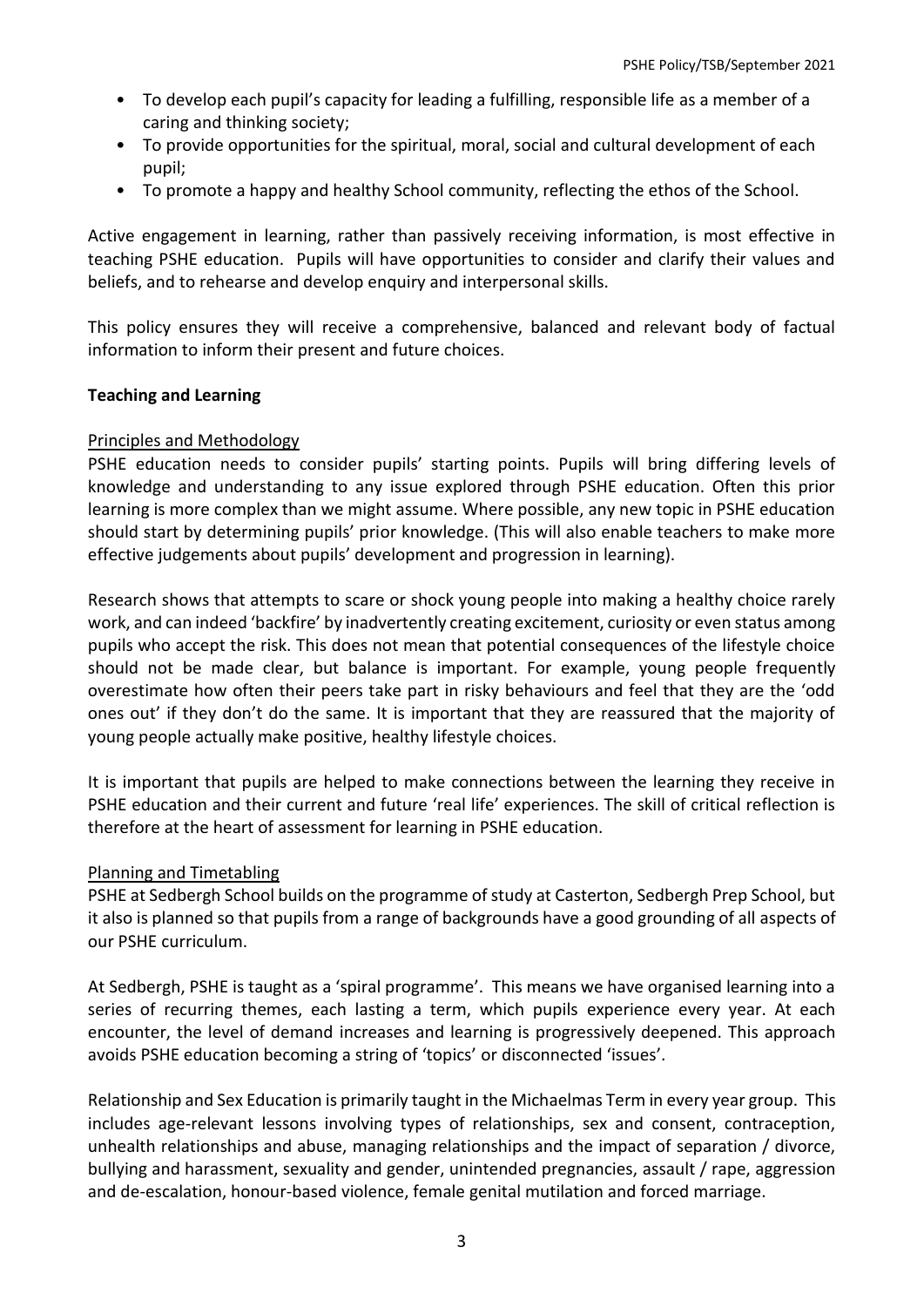- To develop each pupil's capacity for leading a fulfilling, responsible life as a member of a caring and thinking society;
- To provide opportunities for the spiritual, moral, social and cultural development of each pupil;
- To promote a happy and healthy School community, reflecting the ethos of the School.

Active engagement in learning, rather than passively receiving information, is most effective in teaching PSHE education. Pupils will have opportunities to consider and clarify their values and beliefs, and to rehearse and develop enquiry and interpersonal skills.

This policy ensures they will receive a comprehensive, balanced and relevant body of factual information to inform their present and future choices.

**Teaching and Learning**

Principles and Methodology

PSHE education needs to consider pupils' starting points. Pupils will bring differing levels of knowledge and understanding to any issue explored through PSHE education. Often this prior learning is more complex than we might assume. Where possible, any new topic in PSHE education should start by determining pupils' prior knowledge. (This will also enable teachers to make more effective judgements about pupils' development and progression in learning).

Research shows that attempts to scare or shock young people into making a healthy choice rarely work, and can indeed 'backfire' by inadvertently creating excitement, curiosity or even status among pupils who accept the risk. This does not mean that potential consequences of the lifestyle choice should not be made clear, but balance is important. For example, young people frequently overestimate how often their peers take part in risky behaviours and feel that they are the 'odd ones out' if they don't do the same. It is important that they are reassured that the majority of young people actually make positive, healthy lifestyle choices.

It is important that pupils are helped to make connections between the learning they receive in PSHE education and their current and future 'real life' experiences. The skill of critical reflection is therefore at the heart of assessment for learning in PSHE education.

Planning and Timetabling

PSHE at Sedbergh School builds on the programme of study at Casterton, Sedbergh Prep School, but it also is planned so that pupils from a range of backgrounds have a good grounding of all aspects of our PSHE curriculum.

At Sedbergh, PSHE is taught as a 'spiral programme'. This means we have organised learning into a series of recurring themes, each lasting a term, which pupils experience every year. At each encounter, the level of demand increases and learning is progressively deepened. This approach avoids PSHE education becoming a string of 'topics' or disconnected 'issues'.

Relationship and Sex Education is primarily taught in the Michaelmas Term in every year group. This includes age-relevant lessons involving types of relationships, sex and consent, contraception, unhealth relationships and abuse, managing relationships and the impact of separation / divorce, bullying and harassment, sexuality and gender, unintended pregnancies, assault / rape, aggression and de-escalation, honour-based violence, female genital mutilation and forced marriage.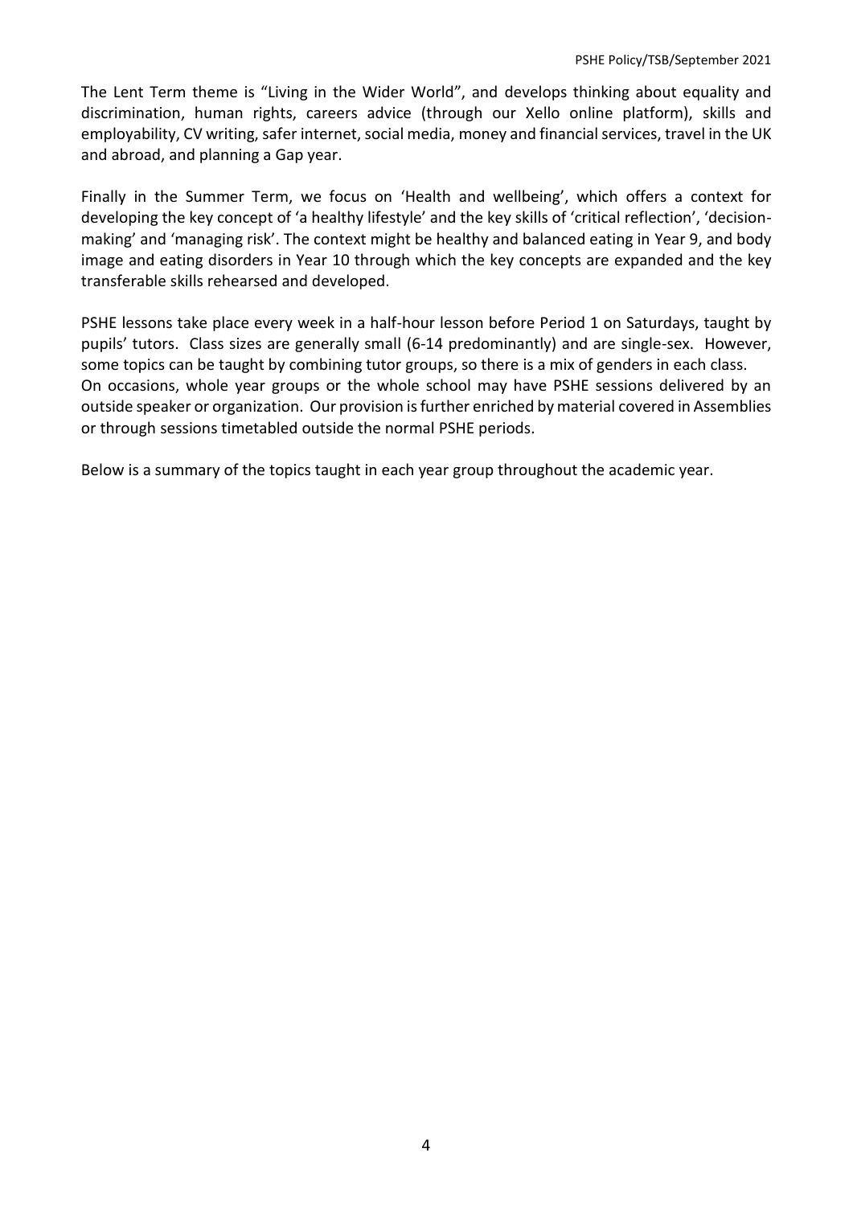The Lent Term theme is “Living in the Wider World”, and develops thinking about equality and discrimination, human rights, careers advice (through our Xello online platform), skills and employability, CV writing, safer internet, social media, money and financial services, travel in the UK and abroad, and planning a Gap year.

Finally in the Summer Term, we focus on ‘Health and wellbeing’, which offers a context for developing the key concept of ‘a healthy lifestyle’ and the key skills of ‘critical reflection’, ‘decision-making’ and ‘managing risk’. The context might be healthy and balanced eating in Year 9, and body image and eating disorders in Year 10 through which the key concepts are expanded and the key transferable skills rehearsed and developed.

PSHE lessons take place every week in a half-hour lesson before Period 1 on Saturdays, taught by pupils’ tutors. Class sizes are generally small (6-14 predominantly) and are single-sex. However, some topics can be taught by combining tutor groups, so there is a mix of genders in each class.
On occasions, whole year groups or the whole school may have PSHE sessions delivered by an outside speaker or organization. Our provision is further enriched by material covered in Assemblies or through sessions timetabled outside the normal PSHE periods.

Below is a summary of the topics taught in each year group throughout the academic year.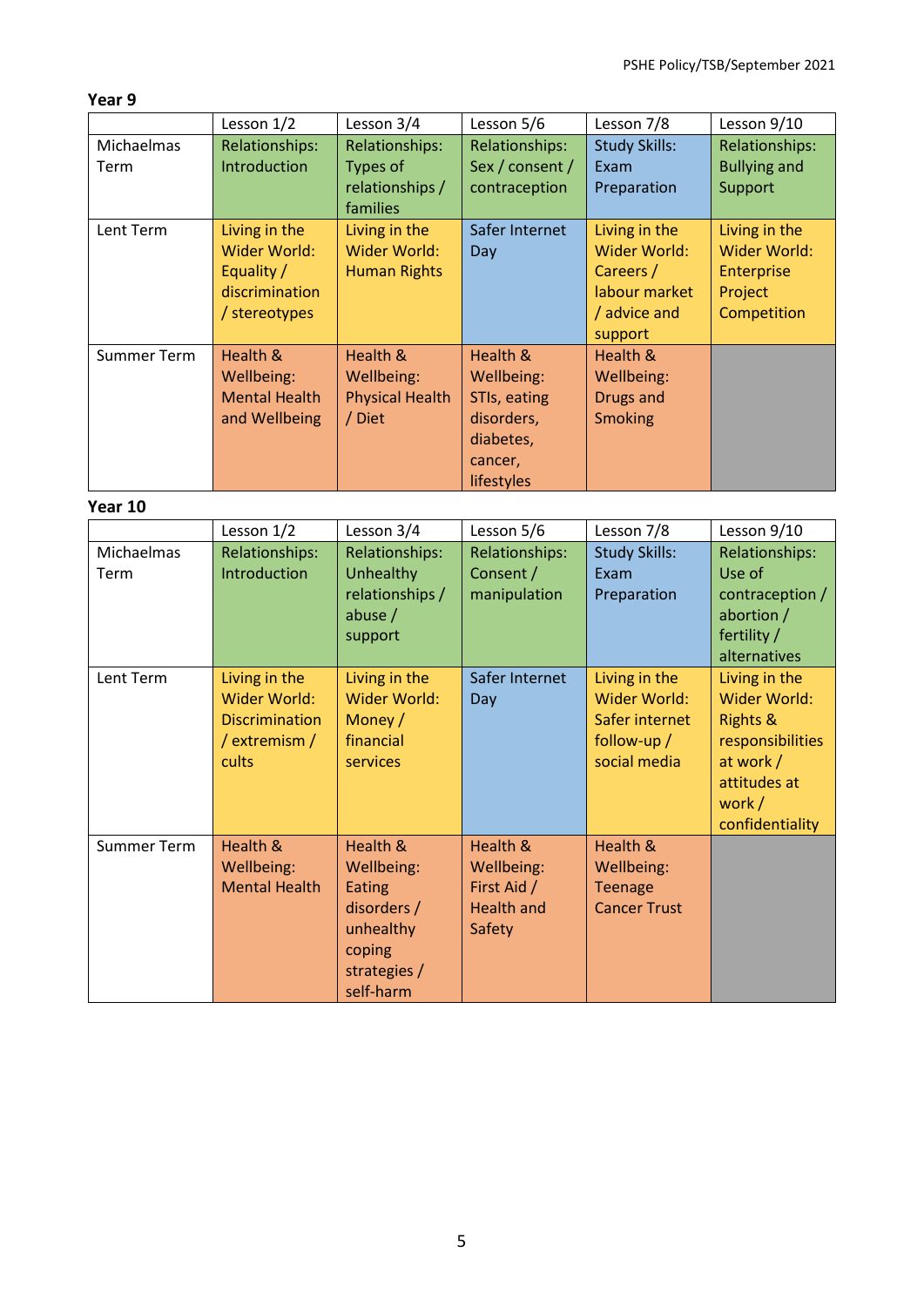**Year 9**

| | Lesson 1/2 | Lesson 3/4 | Lesson 5/6 | Lesson 7/8 | Lesson 9/10 |
|---|---|---|---|---|---|
| Michaelmas Term | Relationships: Introduction | Relationships: Types of relationships / families | Relationships: Sex / consent / contraception | Study Skills: Exam Preparation | Relationships: Bullying and Support |
| Lent Term | Living in the Wider World: Equality / discrimination / stereotypes | Living in the Wider World: Human Rights | Safer Internet Day | Living in the Wider World: Careers / labour market / advice and support | Living in the Wider World: Enterprise Project Competition |
| Summer Term | Health & Wellbeing: Mental Health and Wellbeing | Health & Wellbeing: Physical Health / Diet | Health & Wellbeing: STIs, eating disorders, diabetes, cancer, lifestyles | Health & Wellbeing: Drugs and Smoking | |

**Year 10**

| | Lesson 1/2 | Lesson 3/4 | Lesson 5/6 | Lesson 7/8 | Lesson 9/10 |
|---|---|---|---|---|---|
| Michaelmas Term | Relationships: Introduction | Relationships: Unhealthy relationships / abuse / support | Relationships: Consent / manipulation | Study Skills: Exam Preparation | Relationships: Use of contraception / abortion / fertility / alternatives |
| Lent Term | Living in the Wider World: Discrimination / extremism / cults | Living in the Wider World: Money / financial services | Safer Internet Day | Living in the Wider World: Safer internet follow-up / social media | Living in the Wider World: Rights & responsibilities at work / attitudes at work / confidentiality |
| Summer Term | Health & Wellbeing: Mental Health | Health & Wellbeing: Eating disorders / unhealthy coping strategies / self-harm | Health & Wellbeing: First Aid / Health and Safety | Health & Wellbeing: Teenage Cancer Trust | |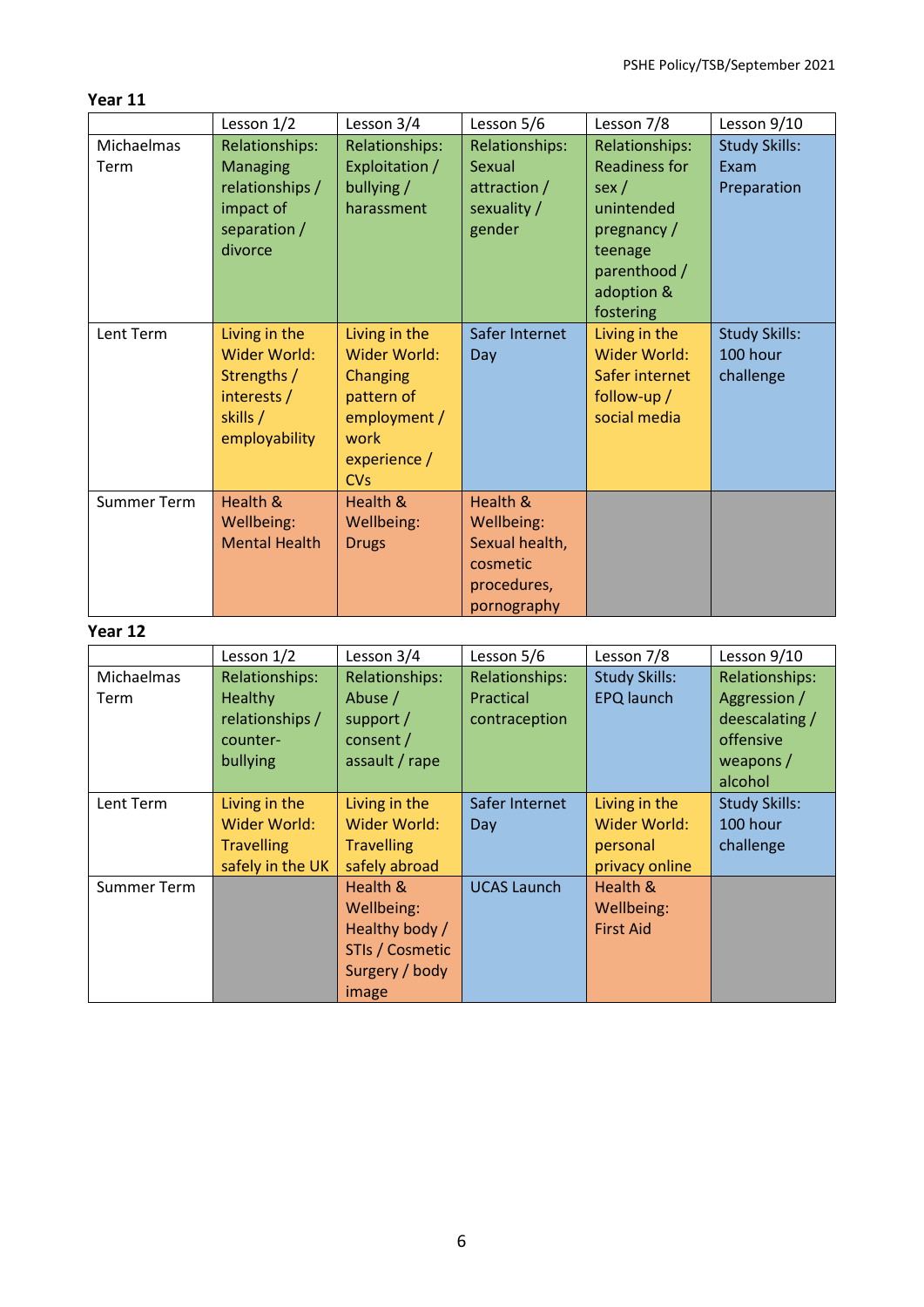**Year 11**

| | Lesson 1/2 | Lesson 3/4 | Lesson 5/6 | Lesson 7/8 | Lesson 9/10 |
|---|---|---|---|---|---|
| Michaelmas Term | Relationships: Managing relationships / impact of separation / divorce | Relationships: Exploitation / bullying / harassment | Relationships: Sexual attraction / sexuality / gender | Relationships: Readiness for sex / unintended pregnancy / teenage parenthood / adoption & fostering | Study Skills: Exam Preparation |
| Lent Term | Living in the Wider World: Strengths / interests / skills / employability | Living in the Wider World: Changing pattern of employment / work experience / CVs | Safer Internet Day | Living in the Wider World: Safer internet follow-up / social media | Study Skills: 100 hour challenge |
| Summer Term | Health & Wellbeing: Mental Health | Health & Wellbeing: Drugs | Health & Wellbeing: Sexual health, cosmetic procedures, pornography | | |

**Year 12**

| | Lesson 1/2 | Lesson 3/4 | Lesson 5/6 | Lesson 7/8 | Lesson 9/10 |
|---|---|---|---|---|---|
| Michaelmas Term | Relationships: Healthy relationships / counter-bullying | Relationships: Abuse / support / consent / assault / rape | Relationships: Practical contraception | Study Skills: EPQ launch | Relationships: Aggression / deescalating / offensive weapons / alcohol |
| Lent Term | Living in the Wider World: Travelling safely in the UK | Living in the Wider World: Travelling safely abroad | Safer Internet Day | Living in the Wider World: personal privacy online | Study Skills: 100 hour challenge |
| Summer Term | | Health & Wellbeing: Healthy body / STIs / Cosmetic Surgery / body image | UCAS Launch | Health & Wellbeing: First Aid | |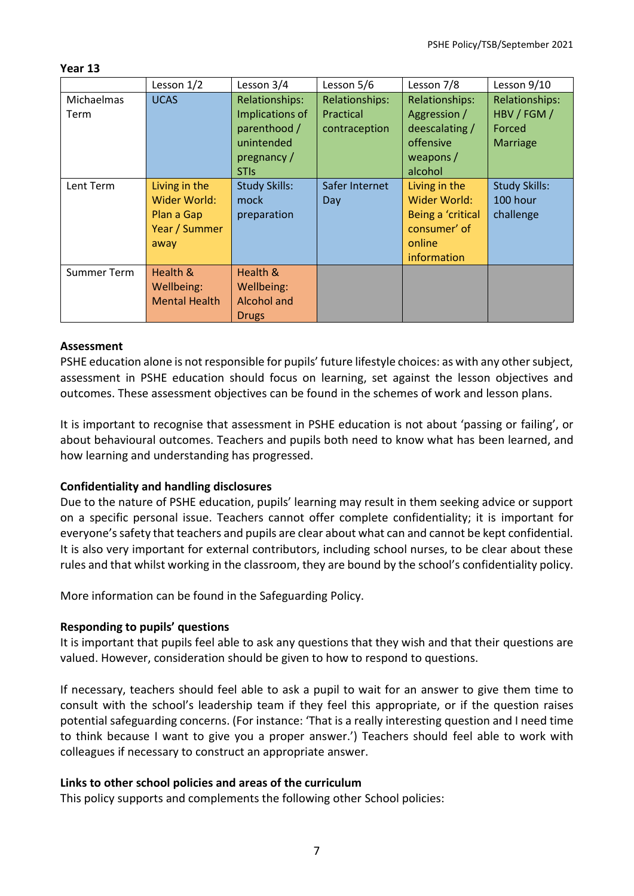**Year 13**

| | Lesson 1/2 | Lesson 3/4 | Lesson 5/6 | Lesson 7/8 | Lesson 9/10 |
|---|---|---|---|---|---|
| Michaelmas Term | UCAS | Relationships: Implications of parenthood / unintended pregnancy / STIs | Relationships: Practical contraception | Relationships: Aggression / deescalating / offensive weapons / alcohol | Relationships: HBV / FGM / Forced Marriage |
| Lent Term | Living in the Wider World: Plan a Gap Year / Summer away | Study Skills: mock preparation | Safer Internet Day | Living in the Wider World: Being a 'critical consumer' of online information | Study Skills: 100 hour challenge |
| Summer Term | Health & Wellbeing: Mental Health | Health & Wellbeing: Alcohol and Drugs | | | |

**Assessment**

PSHE education alone is not responsible for pupils' future lifestyle choices: as with any other subject, assessment in PSHE education should focus on learning, set against the lesson objectives and outcomes. These assessment objectives can be found in the schemes of work and lesson plans.

It is important to recognise that assessment in PSHE education is not about 'passing or failing', or about behavioural outcomes. Teachers and pupils both need to know what has been learned, and how learning and understanding has progressed.

**Confidentiality and handling disclosures**

Due to the nature of PSHE education, pupils' learning may result in them seeking advice or support on a specific personal issue. Teachers cannot offer complete confidentiality; it is important for everyone's safety that teachers and pupils are clear about what can and cannot be kept confidential. It is also very important for external contributors, including school nurses, to be clear about these rules and that whilst working in the classroom, they are bound by the school's confidentiality policy.

More information can be found in the Safeguarding Policy.

**Responding to pupils' questions**

It is important that pupils feel able to ask any questions that they wish and that their questions are valued. However, consideration should be given to how to respond to questions.

If necessary, teachers should feel able to ask a pupil to wait for an answer to give them time to consult with the school's leadership team if they feel this appropriate, or if the question raises potential safeguarding concerns. (For instance: 'That is a really interesting question and I need time to think because I want to give you a proper answer.') Teachers should feel able to work with colleagues if necessary to construct an appropriate answer.

**Links to other school policies and areas of the curriculum**

This policy supports and complements the following other School policies: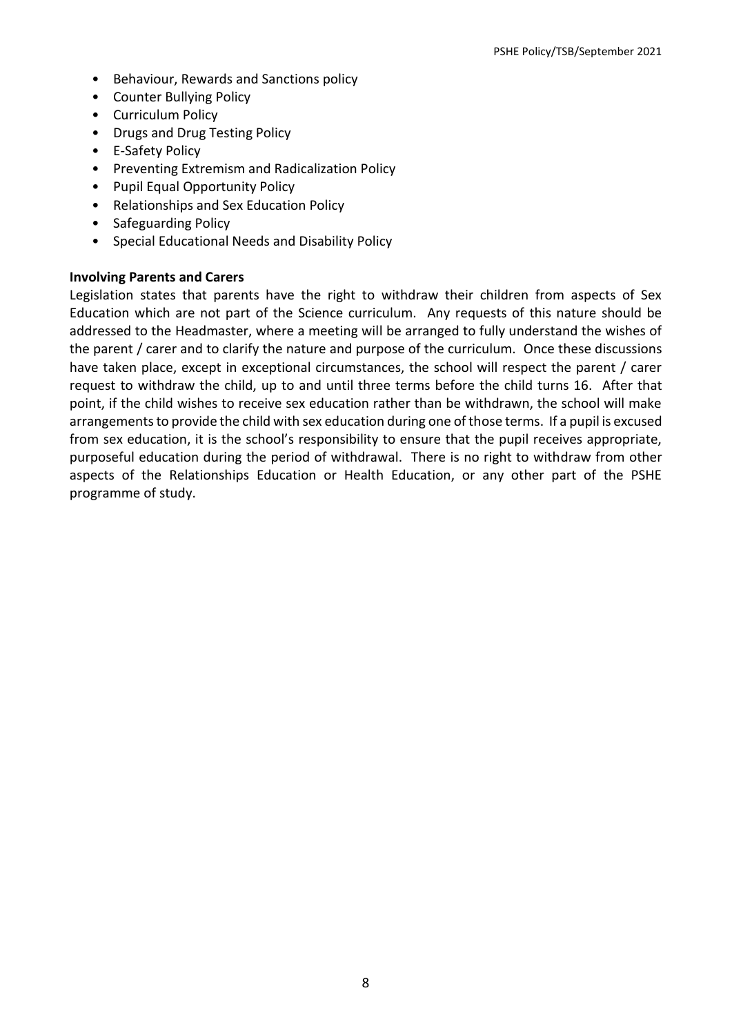- Behaviour, Rewards and Sanctions policy
- Counter Bullying Policy
- Curriculum Policy
- Drugs and Drug Testing Policy
- E-Safety Policy
- Preventing Extremism and Radicalization Policy
- Pupil Equal Opportunity Policy
- Relationships and Sex Education Policy
- Safeguarding Policy
- Special Educational Needs and Disability Policy

**Involving Parents and Carers**

Legislation states that parents have the right to withdraw their children from aspects of Sex Education which are not part of the Science curriculum. Any requests of this nature should be addressed to the Headmaster, where a meeting will be arranged to fully understand the wishes of the parent / carer and to clarify the nature and purpose of the curriculum. Once these discussions have taken place, except in exceptional circumstances, the school will respect the parent / carer request to withdraw the child, up to and until three terms before the child turns 16. After that point, if the child wishes to receive sex education rather than be withdrawn, the school will make arrangements to provide the child with sex education during one of those terms. If a pupil is excused from sex education, it is the school's responsibility to ensure that the pupil receives appropriate, purposeful education during the period of withdrawal. There is no right to withdraw from other aspects of the Relationships Education or Health Education, or any other part of the PSHE programme of study.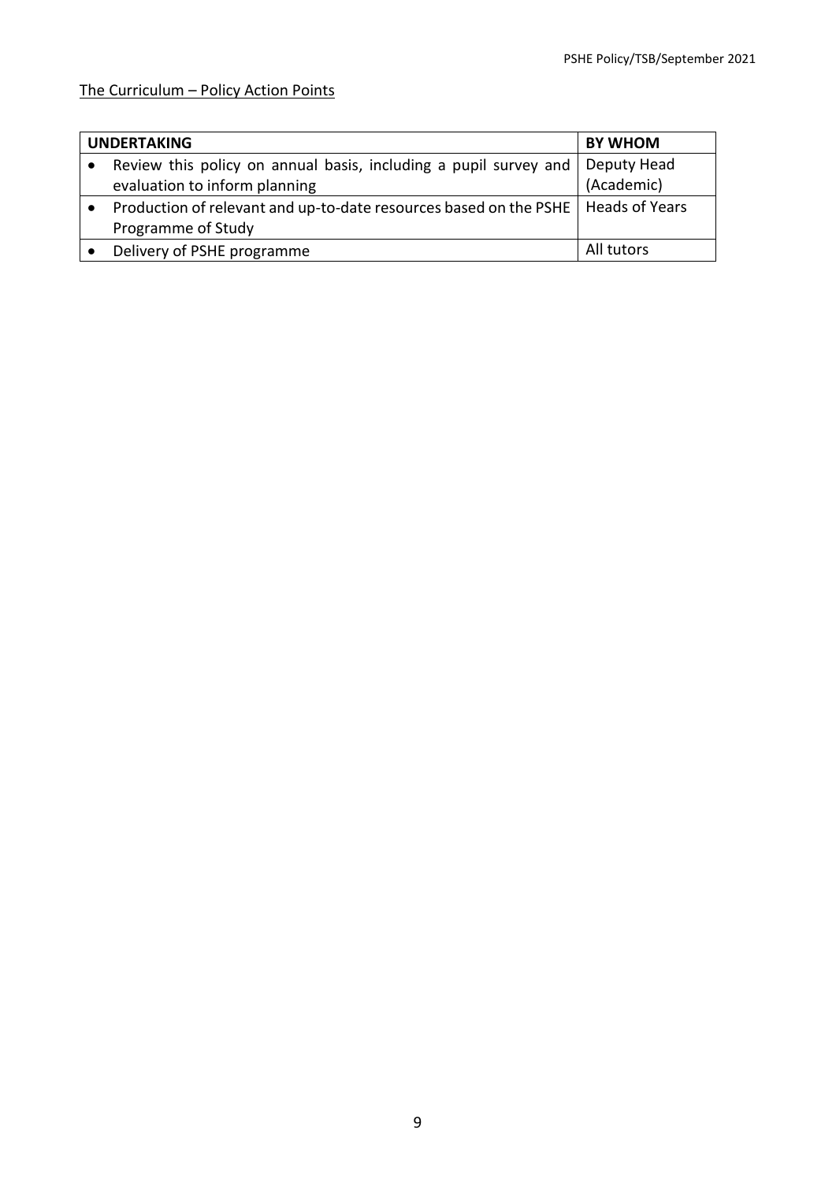The Curriculum – Policy Action Points

| UNDERTAKING | BY WHOM |
|---|---|
| • Review this policy on annual basis, including a pupil survey and evaluation to inform planning | Deputy Head (Academic) |
| • Production of relevant and up-to-date resources based on the PSHE Programme of Study | Heads of Years |
| • Delivery of PSHE programme | All tutors |